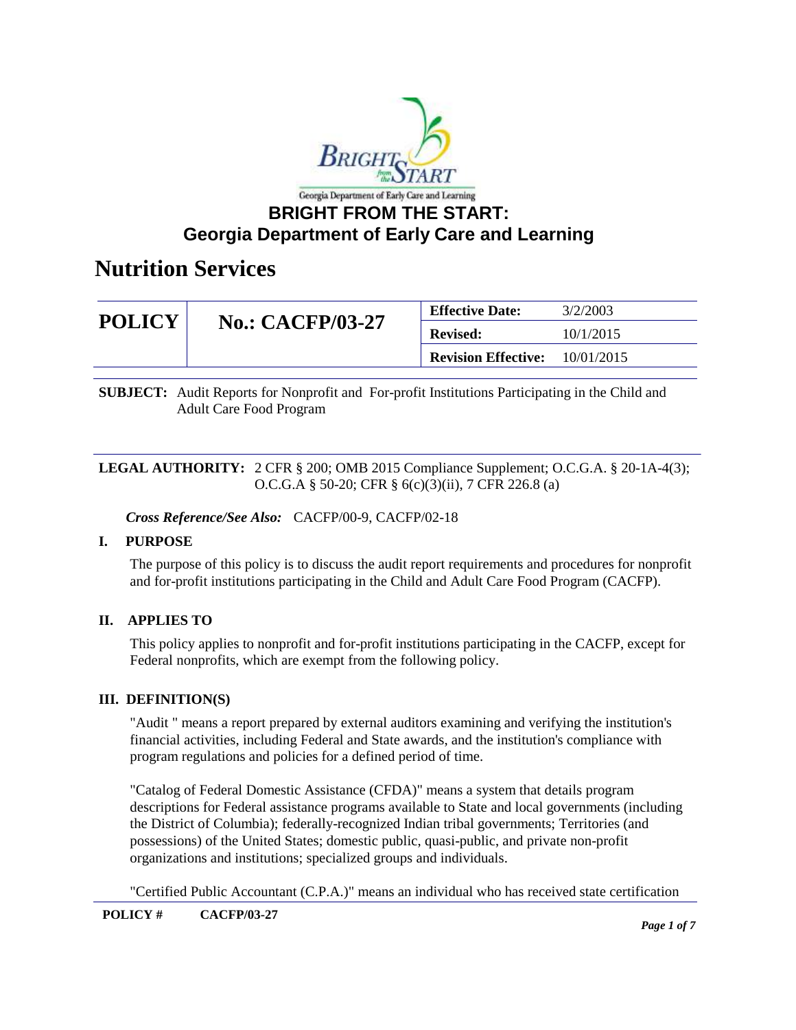Georgia Department of Early Care and Learning

# BRIGHT FROM THE START: Georgia Department of Early Care and Learning

# Nutrition Services

| POLICY | No.: CACFP/03-27 | Effective Date: | 3/2/2003 |
|---|---|---|---|
| | | Revised: | 10/1/2015 |
| | | Revision Effective: | 10/01/2015 |

**SUBJECT:** Audit Reports for Nonprofit and For-profit Institutions Participating in the Child and Adult Care Food Program

**LEGAL AUTHORITY:** 2 CFR § 200; OMB 2015 Compliance Supplement; O.C.G.A. § 20-1A-4(3); O.C.G.A § 50-20; CFR § 6(c)(3)(ii), 7 CFR 226.8 (a)

***Cross Reference/See Also:*** CACFP/00-9, CACFP/02-18

## I. PURPOSE

The purpose of this policy is to discuss the audit report requirements and procedures for nonprofit and for-profit institutions participating in the Child and Adult Care Food Program (CACFP).

## II. APPLIES TO

This policy applies to nonprofit and for-profit institutions participating in the CACFP, except for Federal nonprofits, which are exempt from the following policy.

## III. DEFINITION(S)

"Audit " means a report prepared by external auditors examining and verifying the institution's financial activities, including Federal and State awards, and the institution's compliance with program regulations and policies for a defined period of time.

"Catalog of Federal Domestic Assistance (CFDA)" means a system that details program descriptions for Federal assistance programs available to State and local governments (including the District of Columbia); federally-recognized Indian tribal governments; Territories (and possessions) of the United States; domestic public, quasi-public, and private non-profit organizations and institutions; specialized groups and individuals.

"Certified Public Accountant (C.P.A.)" means an individual who has received state certification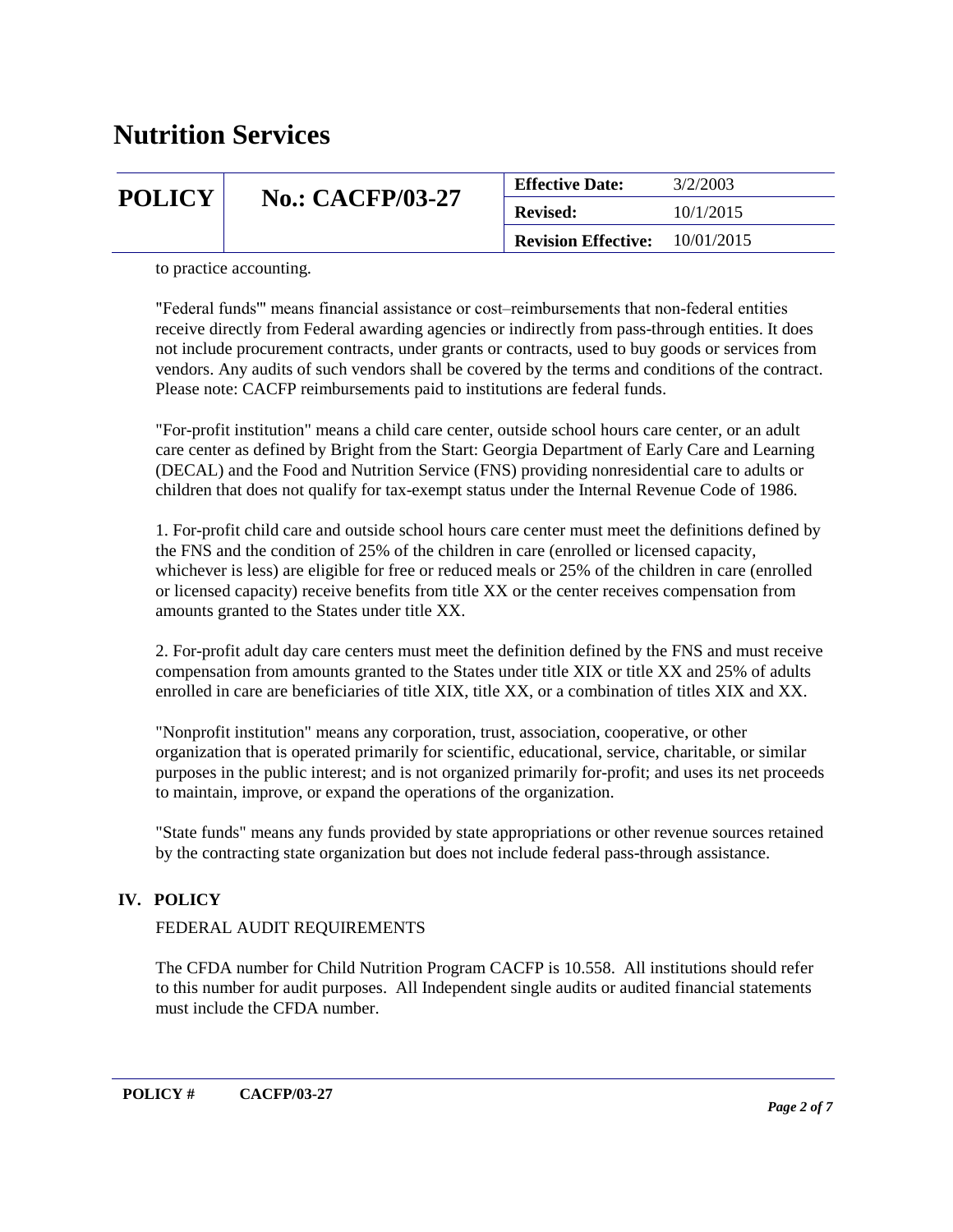to practice accounting.

"Federal funds'" means financial assistance or cost–reimbursements that non-federal entities receive directly from Federal awarding agencies or indirectly from pass-through entities. It does not include procurement contracts, under grants or contracts, used to buy goods or services from vendors. Any audits of such vendors shall be covered by the terms and conditions of the contract. Please note: CACFP reimbursements paid to institutions are federal funds.

"For-profit institution" means a child care center, outside school hours care center, or an adult care center as defined by Bright from the Start: Georgia Department of Early Care and Learning (DECAL) and the Food and Nutrition Service (FNS) providing nonresidential care to adults or children that does not qualify for tax-exempt status under the Internal Revenue Code of 1986.

1. For-profit child care and outside school hours care center must meet the definitions defined by the FNS and the condition of 25% of the children in care (enrolled or licensed capacity, whichever is less) are eligible for free or reduced meals or 25% of the children in care (enrolled or licensed capacity) receive benefits from title XX or the center receives compensation from amounts granted to the States under title XX.

2. For-profit adult day care centers must meet the definition defined by the FNS and must receive compensation from amounts granted to the States under title XIX or title XX and 25% of adults enrolled in care are beneficiaries of title XIX, title XX, or a combination of titles XIX and XX.

"Nonprofit institution" means any corporation, trust, association, cooperative, or other organization that is operated primarily for scientific, educational, service, charitable, or similar purposes in the public interest; and is not organized primarily for-profit; and uses its net proceeds to maintain, improve, or expand the operations of the organization.

"State funds" means any funds provided by state appropriations or other revenue sources retained by the contracting state organization but does not include federal pass-through assistance.

## IV. POLICY

FEDERAL AUDIT REQUIREMENTS

The CFDA number for Child Nutrition Program CACFP is 10.558. All institutions should refer to this number for audit purposes. All Independent single audits or audited financial statements must include the CFDA number.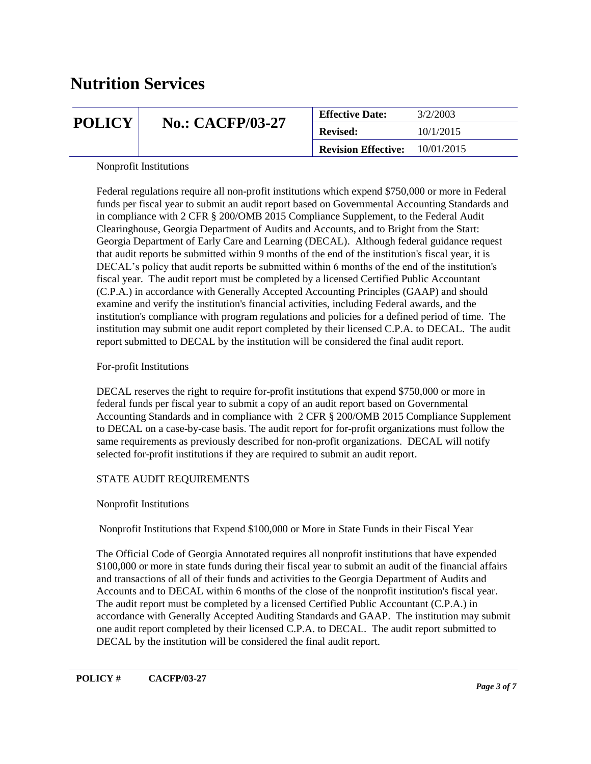# Nutrition Services

| POLICY | No.: CACFP/03-27 | Effective Date: | 3/2/2003 |
|---|---|---|---|
| | | Revised: | 10/1/2015 |
| | | Revision Effective: | 10/01/2015 |

Nonprofit Institutions

Federal regulations require all non-profit institutions which expend $750,000 or more in Federal funds per fiscal year to submit an audit report based on Governmental Accounting Standards and in compliance with 2 CFR § 200/OMB 2015 Compliance Supplement, to the Federal Audit Clearinghouse, Georgia Department of Audits and Accounts, and to Bright from the Start: Georgia Department of Early Care and Learning (DECAL). Although federal guidance request that audit reports be submitted within 9 months of the end of the institution's fiscal year, it is DECAL's policy that audit reports be submitted within 6 months of the end of the institution's fiscal year. The audit report must be completed by a licensed Certified Public Accountant (C.P.A.) in accordance with Generally Accepted Accounting Principles (GAAP) and should examine and verify the institution's financial activities, including Federal awards, and the institution's compliance with program regulations and policies for a defined period of time. The institution may submit one audit report completed by their licensed C.P.A. to DECAL. The audit report submitted to DECAL by the institution will be considered the final audit report.

For-profit Institutions

DECAL reserves the right to require for-profit institutions that expend $750,000 or more in federal funds per fiscal year to submit a copy of an audit report based on Governmental Accounting Standards and in compliance with 2 CFR § 200/OMB 2015 Compliance Supplement to DECAL on a case-by-case basis. The audit report for for-profit organizations must follow the same requirements as previously described for non-profit organizations. DECAL will notify selected for-profit institutions if they are required to submit an audit report.

STATE AUDIT REQUIREMENTS

Nonprofit Institutions

Nonprofit Institutions that Expend $100,000 or More in State Funds in their Fiscal Year

The Official Code of Georgia Annotated requires all nonprofit institutions that have expended $100,000 or more in state funds during their fiscal year to submit an audit of the financial affairs and transactions of all of their funds and activities to the Georgia Department of Audits and Accounts and to DECAL within 6 months of the close of the nonprofit institution's fiscal year. The audit report must be completed by a licensed Certified Public Accountant (C.P.A.) in accordance with Generally Accepted Auditing Standards and GAAP. The institution may submit one audit report completed by their licensed C.P.A. to DECAL. The audit report submitted to DECAL by the institution will be considered the final audit report.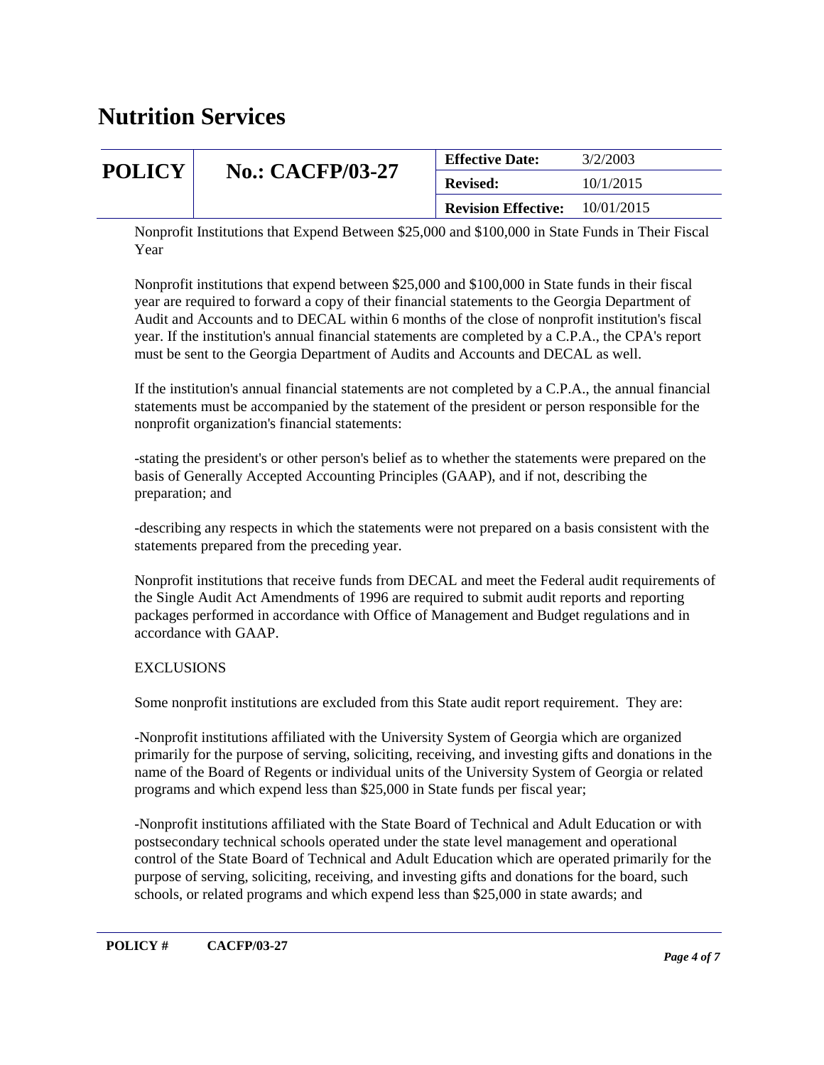Nonprofit Institutions that Expend Between $25,000 and $100,000 in State Funds in Their Fiscal Year

Nonprofit institutions that expend between $25,000 and $100,000 in State funds in their fiscal year are required to forward a copy of their financial statements to the Georgia Department of Audit and Accounts and to DECAL within 6 months of the close of nonprofit institution's fiscal year. If the institution's annual financial statements are completed by a C.P.A., the CPA's report must be sent to the Georgia Department of Audits and Accounts and DECAL as well.

If the institution's annual financial statements are not completed by a C.P.A., the annual financial statements must be accompanied by the statement of the president or person responsible for the nonprofit organization's financial statements:

-stating the president's or other person's belief as to whether the statements were prepared on the basis of Generally Accepted Accounting Principles (GAAP), and if not, describing the preparation; and

-describing any respects in which the statements were not prepared on a basis consistent with the statements prepared from the preceding year.

Nonprofit institutions that receive funds from DECAL and meet the Federal audit requirements of the Single Audit Act Amendments of 1996 are required to submit audit reports and reporting packages performed in accordance with Office of Management and Budget regulations and in accordance with GAAP.

EXCLUSIONS

Some nonprofit institutions are excluded from this State audit report requirement. They are:

-Nonprofit institutions affiliated with the University System of Georgia which are organized primarily for the purpose of serving, soliciting, receiving, and investing gifts and donations in the name of the Board of Regents or individual units of the University System of Georgia or related programs and which expend less than $25,000 in State funds per fiscal year;

-Nonprofit institutions affiliated with the State Board of Technical and Adult Education or with postsecondary technical schools operated under the state level management and operational control of the State Board of Technical and Adult Education which are operated primarily for the purpose of serving, soliciting, receiving, and investing gifts and donations for the board, such schools, or related programs and which expend less than $25,000 in state awards; and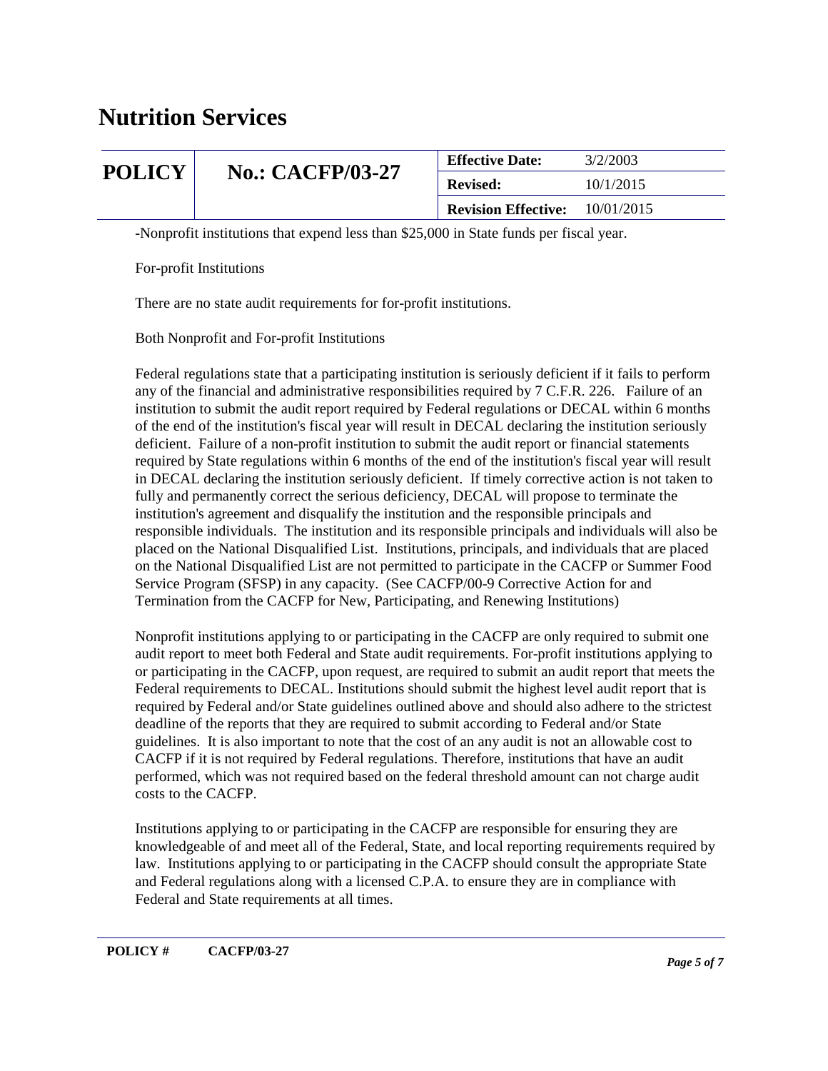-Nonprofit institutions that expend less than $25,000 in State funds per fiscal year.

For-profit Institutions

There are no state audit requirements for for-profit institutions.

Both Nonprofit and For-profit Institutions

Federal regulations state that a participating institution is seriously deficient if it fails to perform any of the financial and administrative responsibilities required by 7 C.F.R. 226. Failure of an institution to submit the audit report required by Federal regulations or DECAL within 6 months of the end of the institution's fiscal year will result in DECAL declaring the institution seriously deficient. Failure of a non-profit institution to submit the audit report or financial statements required by State regulations within 6 months of the end of the institution's fiscal year will result in DECAL declaring the institution seriously deficient. If timely corrective action is not taken to fully and permanently correct the serious deficiency, DECAL will propose to terminate the institution's agreement and disqualify the institution and the responsible principals and responsible individuals. The institution and its responsible principals and individuals will also be placed on the National Disqualified List. Institutions, principals, and individuals that are placed on the National Disqualified List are not permitted to participate in the CACFP or Summer Food Service Program (SFSP) in any capacity. (See CACFP/00-9 Corrective Action for and Termination from the CACFP for New, Participating, and Renewing Institutions)

Nonprofit institutions applying to or participating in the CACFP are only required to submit one audit report to meet both Federal and State audit requirements. For-profit institutions applying to or participating in the CACFP, upon request, are required to submit an audit report that meets the Federal requirements to DECAL. Institutions should submit the highest level audit report that is required by Federal and/or State guidelines outlined above and should also adhere to the strictest deadline of the reports that they are required to submit according to Federal and/or State guidelines. It is also important to note that the cost of an any audit is not an allowable cost to CACFP if it is not required by Federal regulations. Therefore, institutions that have an audit performed, which was not required based on the federal threshold amount can not charge audit costs to the CACFP.

Institutions applying to or participating in the CACFP are responsible for ensuring they are knowledgeable of and meet all of the Federal, State, and local reporting requirements required by law. Institutions applying to or participating in the CACFP should consult the appropriate State and Federal regulations along with a licensed C.P.A. to ensure they are in compliance with Federal and State requirements at all times.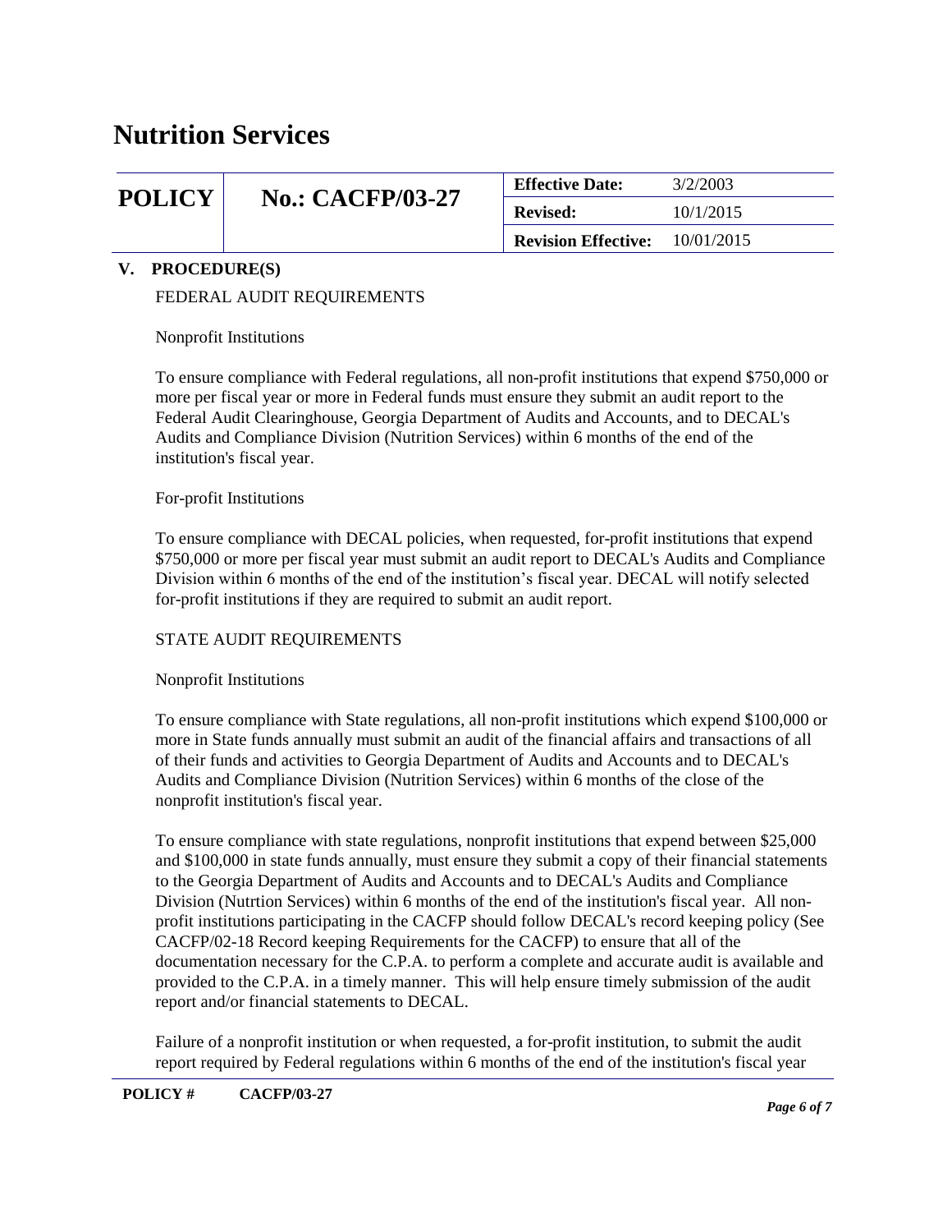# Nutrition Services

| POLICY | No.: CACFP/03-27 | Effective Date: | 3/2/2003 |
|---|---|---|---|
| | | Revised: | 10/1/2015 |
| | | Revision Effective: | 10/01/2015 |

## V. PROCEDURE(S)

FEDERAL AUDIT REQUIREMENTS

Nonprofit Institutions

To ensure compliance with Federal regulations, all non-profit institutions that expend $750,000 or more per fiscal year or more in Federal funds must ensure they submit an audit report to the Federal Audit Clearinghouse, Georgia Department of Audits and Accounts, and to DECAL's Audits and Compliance Division (Nutrition Services) within 6 months of the end of the institution's fiscal year.

For-profit Institutions

To ensure compliance with DECAL policies, when requested, for-profit institutions that expend $750,000 or more per fiscal year must submit an audit report to DECAL's Audits and Compliance Division within 6 months of the end of the institution's fiscal year. DECAL will notify selected for-profit institutions if they are required to submit an audit report.

STATE AUDIT REQUIREMENTS

Nonprofit Institutions

To ensure compliance with State regulations, all non-profit institutions which expend $100,000 or more in State funds annually must submit an audit of the financial affairs and transactions of all of their funds and activities to Georgia Department of Audits and Accounts and to DECAL's Audits and Compliance Division (Nutrition Services) within 6 months of the close of the nonprofit institution's fiscal year.

To ensure compliance with state regulations, nonprofit institutions that expend between $25,000 and $100,000 in state funds annually, must ensure they submit a copy of their financial statements to the Georgia Department of Audits and Accounts and to DECAL's Audits and Compliance Division (Nutrtion Services) within 6 months of the end of the institution's fiscal year. All non-profit institutions participating in the CACFP should follow DECAL's record keeping policy (See CACFP/02-18 Record keeping Requirements for the CACFP) to ensure that all of the documentation necessary for the C.P.A. to perform a complete and accurate audit is available and provided to the C.P.A. in a timely manner. This will help ensure timely submission of the audit report and/or financial statements to DECAL.

Failure of a nonprofit institution or when requested, a for-profit institution, to submit the audit report required by Federal regulations within 6 months of the end of the institution's fiscal year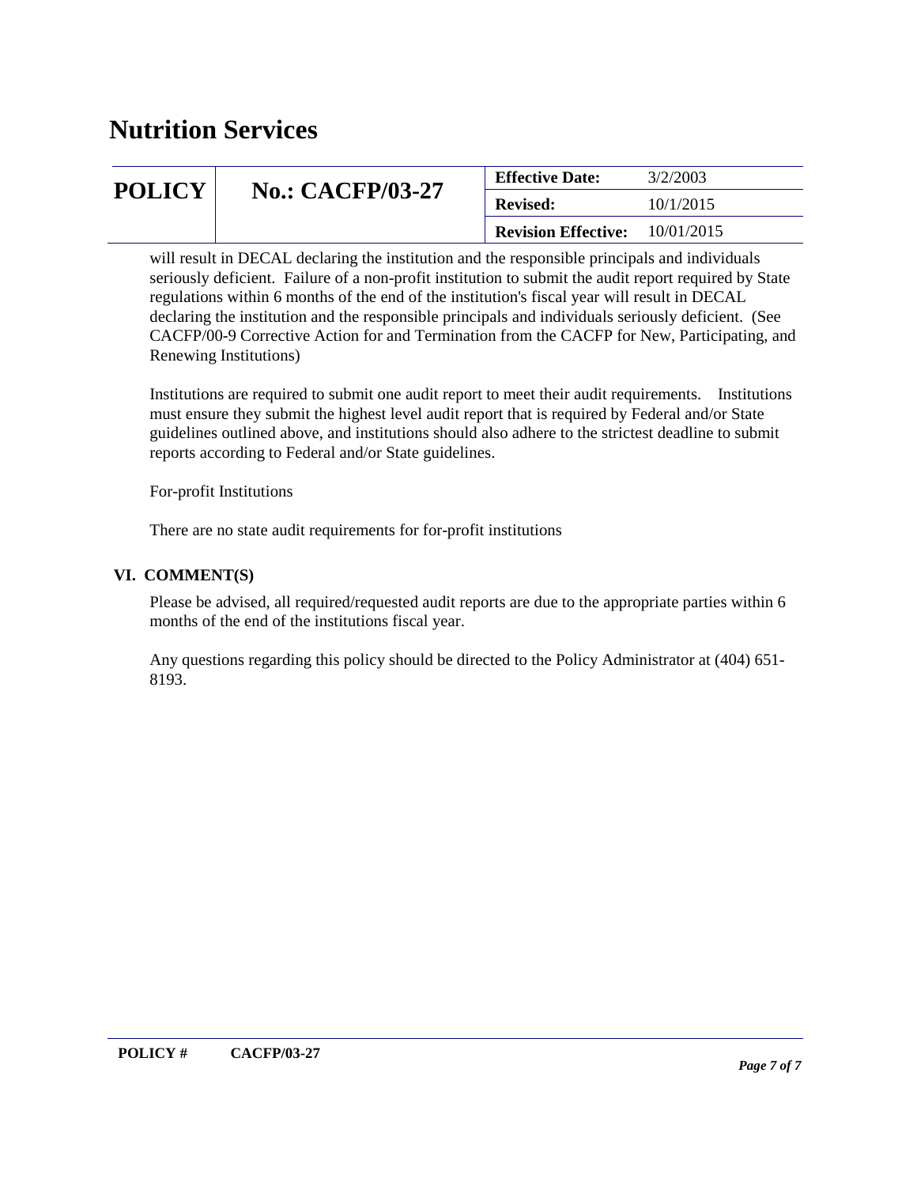will result in DECAL declaring the institution and the responsible principals and individuals seriously deficient. Failure of a non-profit institution to submit the audit report required by State regulations within 6 months of the end of the institution's fiscal year will result in DECAL declaring the institution and the responsible principals and individuals seriously deficient. (See CACFP/00-9 Corrective Action for and Termination from the CACFP for New, Participating, and Renewing Institutions)

Institutions are required to submit one audit report to meet their audit requirements. Institutions must ensure they submit the highest level audit report that is required by Federal and/or State guidelines outlined above, and institutions should also adhere to the strictest deadline to submit reports according to Federal and/or State guidelines.

For-profit Institutions

There are no state audit requirements for for-profit institutions

## VI. COMMENT(S)

Please be advised, all required/requested audit reports are due to the appropriate parties within 6 months of the end of the institutions fiscal year.

Any questions regarding this policy should be directed to the Policy Administrator at (404) 651-8193.